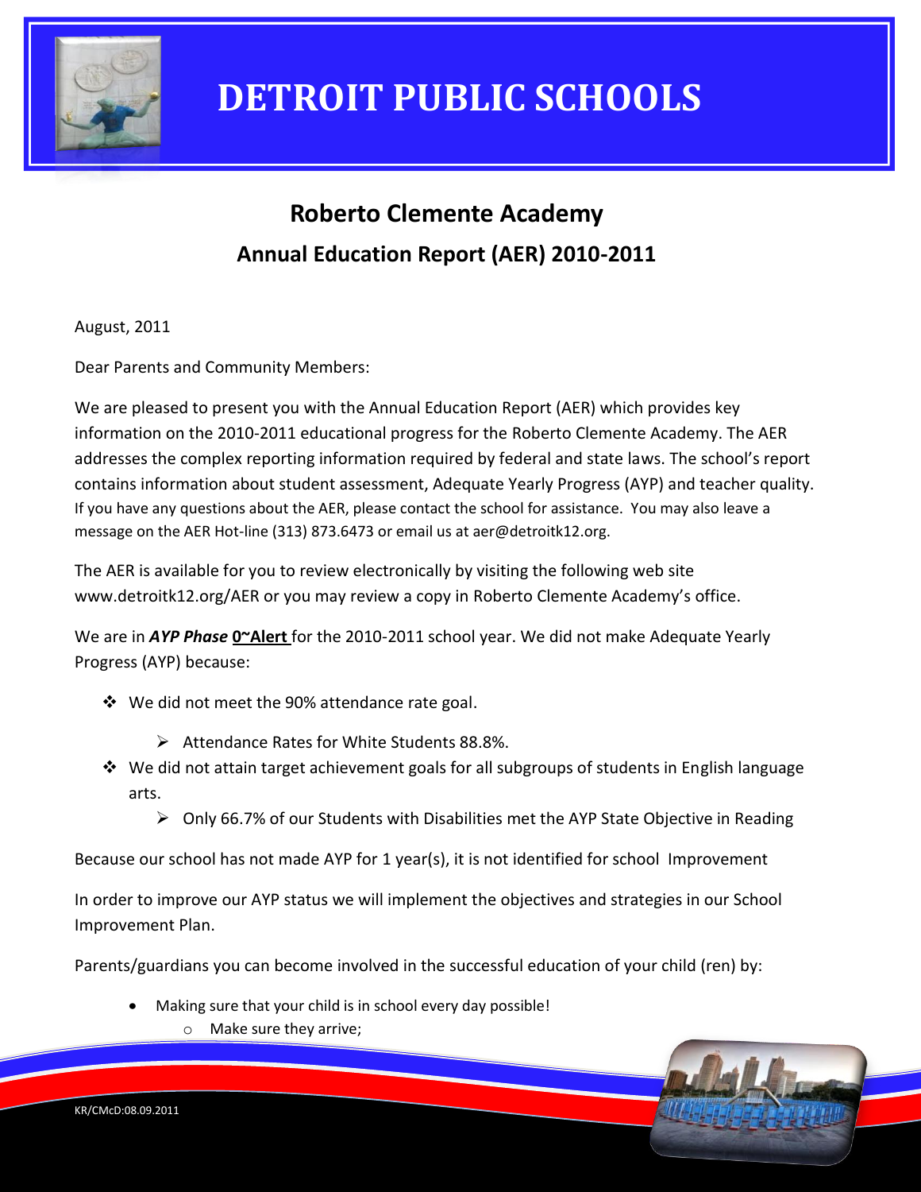# DETROIT PUBLIC SCHOOLS

## Roberto Clemente Academy

### Annual Education Report (AER) 2010-2011

August, 2011

Dear Parents and Community Members:

We are pleased to present you with the Annual Education Report (AER) which provides key information on the 2010-2011 educational progress for the Roberto Clemente Academy. The AER addresses the complex reporting information required by federal and state laws. The school's report contains information about student assessment, Adequate Yearly Progress (AYP) and teacher quality. If you have any questions about the AER, please contact the school for assistance. You may also leave a message on the AER Hot-line (313) 873.6473 or email us at aer@detroitk12.org.

The AER is available for you to review electronically by visiting the following web site www.detroitk12.org/AER or you may review a copy in Roberto Clemente Academy's office.

We are in ***AYP Phase*** **0~Alert** for the 2010-2011 school year. We did not make Adequate Yearly Progress (AYP) because:

- We did not meet the 90% attendance rate goal.
  - Attendance Rates for White Students 88.8%.
- We did not attain target achievement goals for all subgroups of students in English language arts.
  - Only 66.7% of our Students with Disabilities met the AYP State Objective in Reading

Because our school has not made AYP for 1 year(s), it is not identified for school Improvement

In order to improve our AYP status we will implement the objectives and strategies in our School Improvement Plan.

Parents/guardians you can become involved in the successful education of your child (ren) by:

- Making sure that your child is in school every day possible!
  - Make sure they arrive;

KR/CMcD:08.09.2011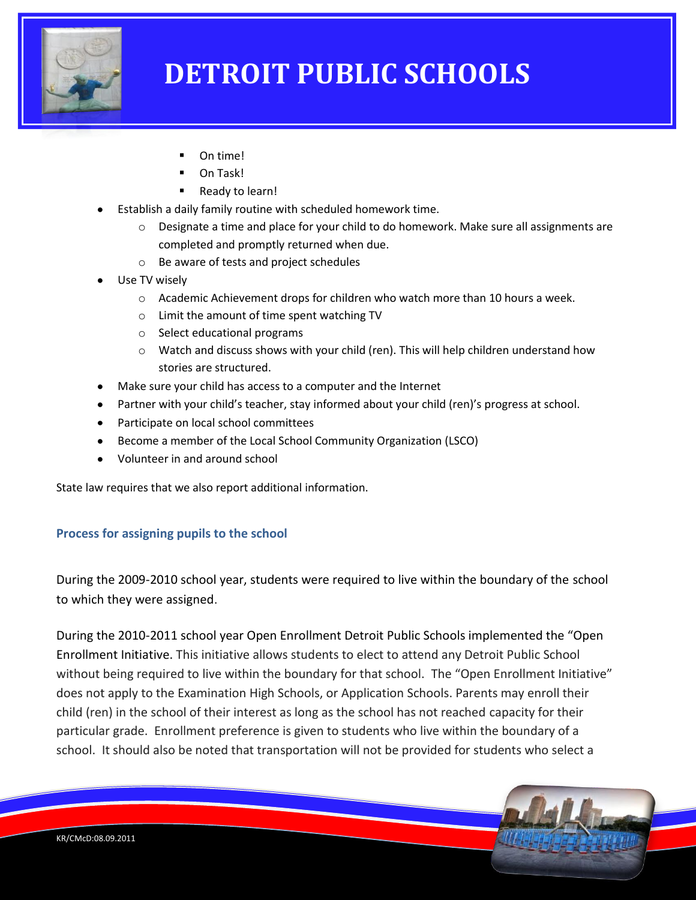- On time!
        - On Task!
        - Ready to learn!
- Establish a daily family routine with scheduled homework time.
    - Designate a time and place for your child to do homework. Make sure all assignments are completed and promptly returned when due.
    - Be aware of tests and project schedules
- Use TV wisely
    - Academic Achievement drops for children who watch more than 10 hours a week.
    - Limit the amount of time spent watching TV
    - Select educational programs
    - Watch and discuss shows with your child (ren). This will help children understand how stories are structured.
- Make sure your child has access to a computer and the Internet
- Partner with your child's teacher, stay informed about your child (ren)'s progress at school.
- Participate on local school committees
- Become a member of the Local School Community Organization (LSCO)
- Volunteer in and around school

State law requires that we also report additional information.

### Process for assigning pupils to the school

During the 2009-2010 school year, students were required to live within the boundary of the school to which they were assigned.

During the 2010-2011 school year Open Enrollment Detroit Public Schools implemented the "Open Enrollment Initiative. This initiative allows students to elect to attend any Detroit Public School without being required to live within the boundary for that school. The "Open Enrollment Initiative" does not apply to the Examination High Schools, or Application Schools. Parents may enroll their child (ren) in the school of their interest as long as the school has not reached capacity for their particular grade. Enrollment preference is given to students who live within the boundary of a school. It should also be noted that transportation will not be provided for students who select a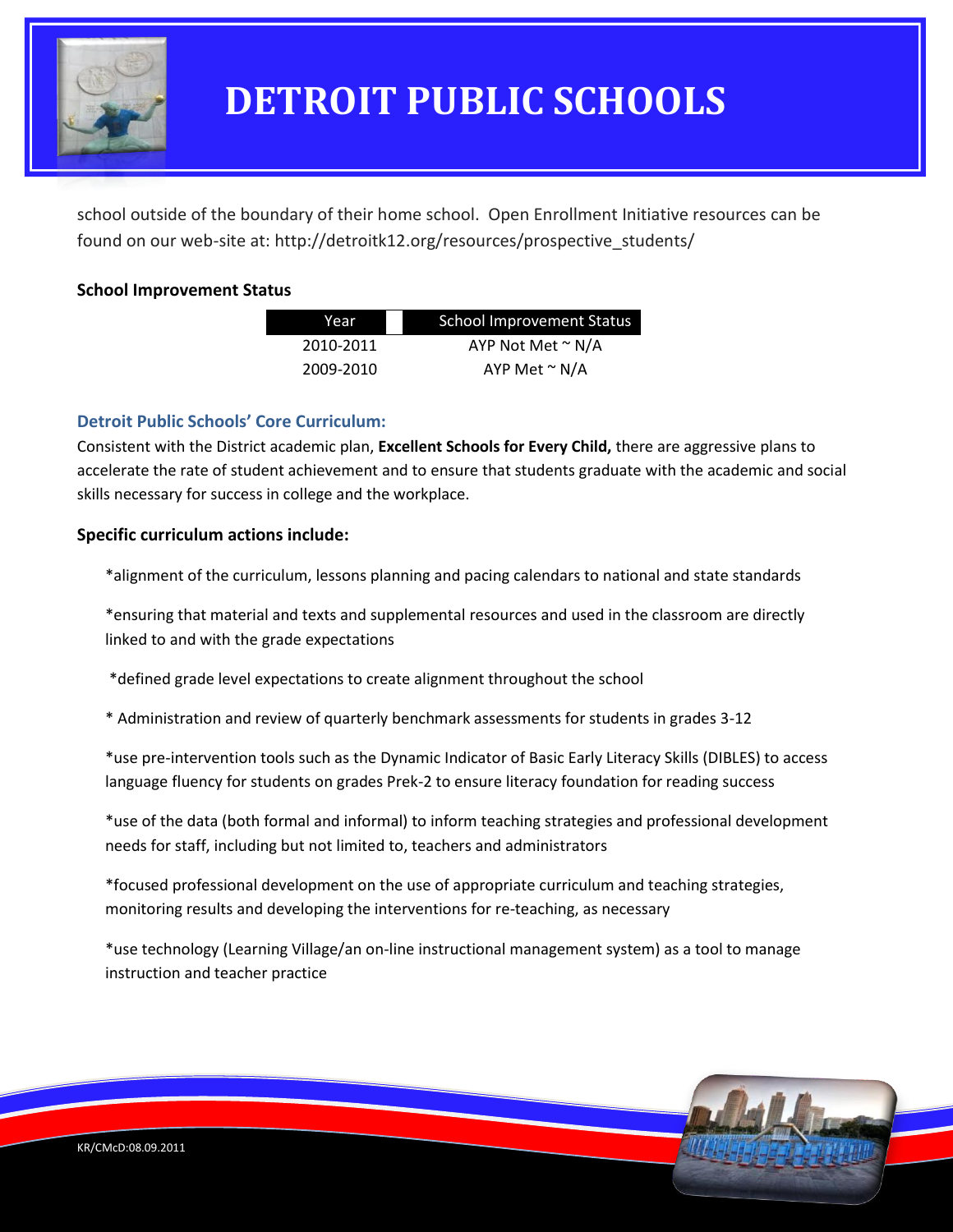school outside of the boundary of their home school. Open Enrollment Initiative resources can be found on our web-site at: http://detroitk12.org/resources/prospective_students/

**School Improvement Status**

| Year | School Improvement Status |
| --- | --- |
| 2010-2011 | AYP Not Met ~ N/A |
| 2009-2010 | AYP Met ~ N/A |

### Detroit Public Schools' Core Curriculum:

Consistent with the District academic plan, **Excellent Schools for Every Child,** there are aggressive plans to accelerate the rate of student achievement and to ensure that students graduate with the academic and social skills necessary for success in college and the workplace.

**Specific curriculum actions include:**

*alignment of the curriculum, lessons planning and pacing calendars to national and state standards

*ensuring that material and texts and supplemental resources and used in the classroom are directly linked to and with the grade expectations

*defined grade level expectations to create alignment throughout the school

* Administration and review of quarterly benchmark assessments for students in grades 3-12

*use pre-intervention tools such as the Dynamic Indicator of Basic Early Literacy Skills (DIBLES) to access language fluency for students on grades Prek-2 to ensure literacy foundation for reading success

*use of the data (both formal and informal) to inform teaching strategies and professional development needs for staff, including but not limited to, teachers and administrators

*focused professional development on the use of appropriate curriculum and teaching strategies, monitoring results and developing the interventions for re-teaching, as necessary

*use technology (Learning Village/an on-line instructional management system) as a tool to manage instruction and teacher practice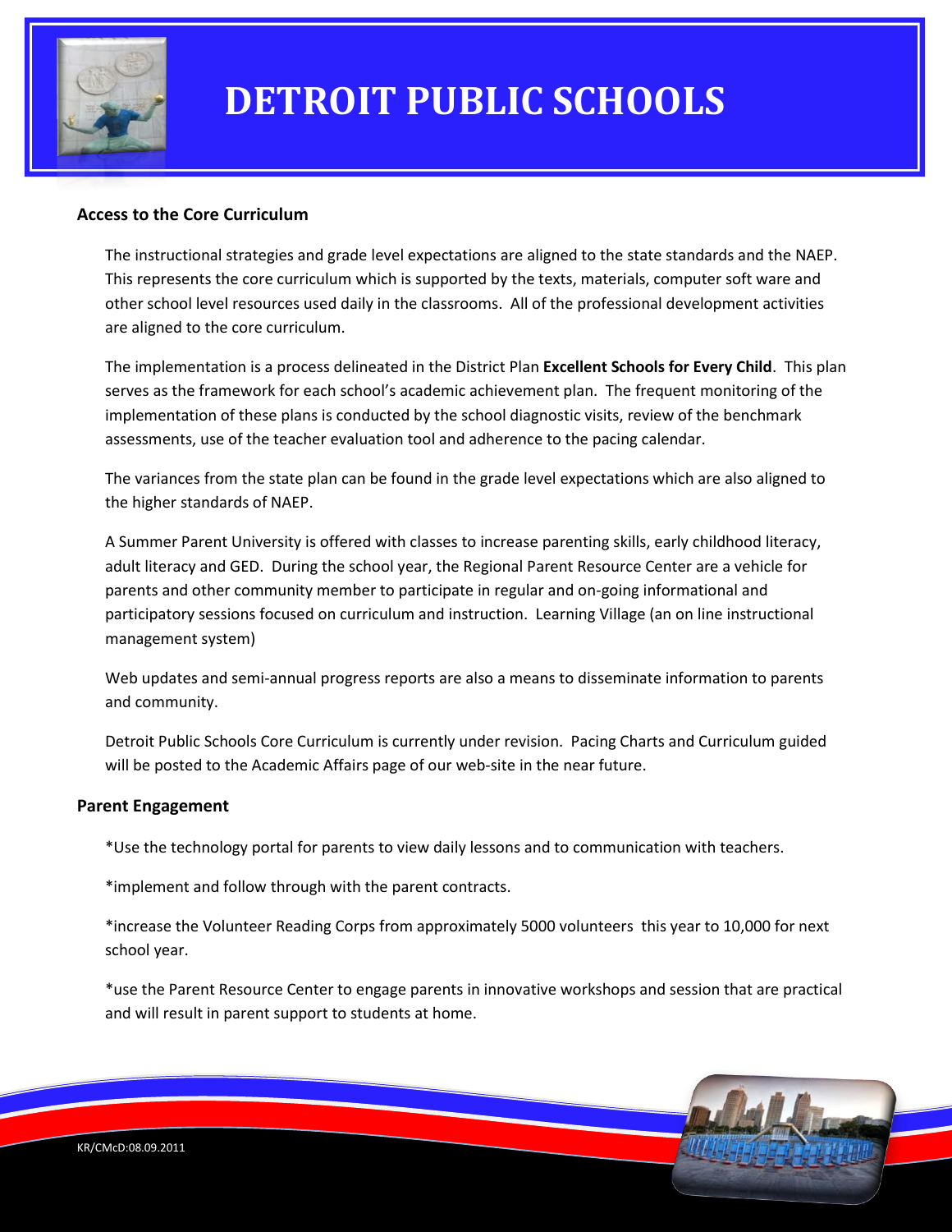## Access to the Core Curriculum

The instructional strategies and grade level expectations are aligned to the state standards and the NAEP. This represents the core curriculum which is supported by the texts, materials, computer soft ware and other school level resources used daily in the classrooms. All of the professional development activities are aligned to the core curriculum.

The implementation is a process delineated in the District Plan **Excellent Schools for Every Child**. This plan serves as the framework for each school's academic achievement plan. The frequent monitoring of the implementation of these plans is conducted by the school diagnostic visits, review of the benchmark assessments, use of the teacher evaluation tool and adherence to the pacing calendar.

The variances from the state plan can be found in the grade level expectations which are also aligned to the higher standards of NAEP.

A Summer Parent University is offered with classes to increase parenting skills, early childhood literacy, adult literacy and GED. During the school year, the Regional Parent Resource Center are a vehicle for parents and other community member to participate in regular and on-going informational and participatory sessions focused on curriculum and instruction. Learning Village (an on line instructional management system)

Web updates and semi-annual progress reports are also a means to disseminate information to parents and community.

Detroit Public Schools Core Curriculum is currently under revision. Pacing Charts and Curriculum guided will be posted to the Academic Affairs page of our web-site in the near future.

## Parent Engagement

*Use the technology portal for parents to view daily lessons and to communication with teachers.

*implement and follow through with the parent contracts.

*increase the Volunteer Reading Corps from approximately 5000 volunteers this year to 10,000 for next school year.

*use the Parent Resource Center to engage parents in innovative workshops and session that are practical and will result in parent support to students at home.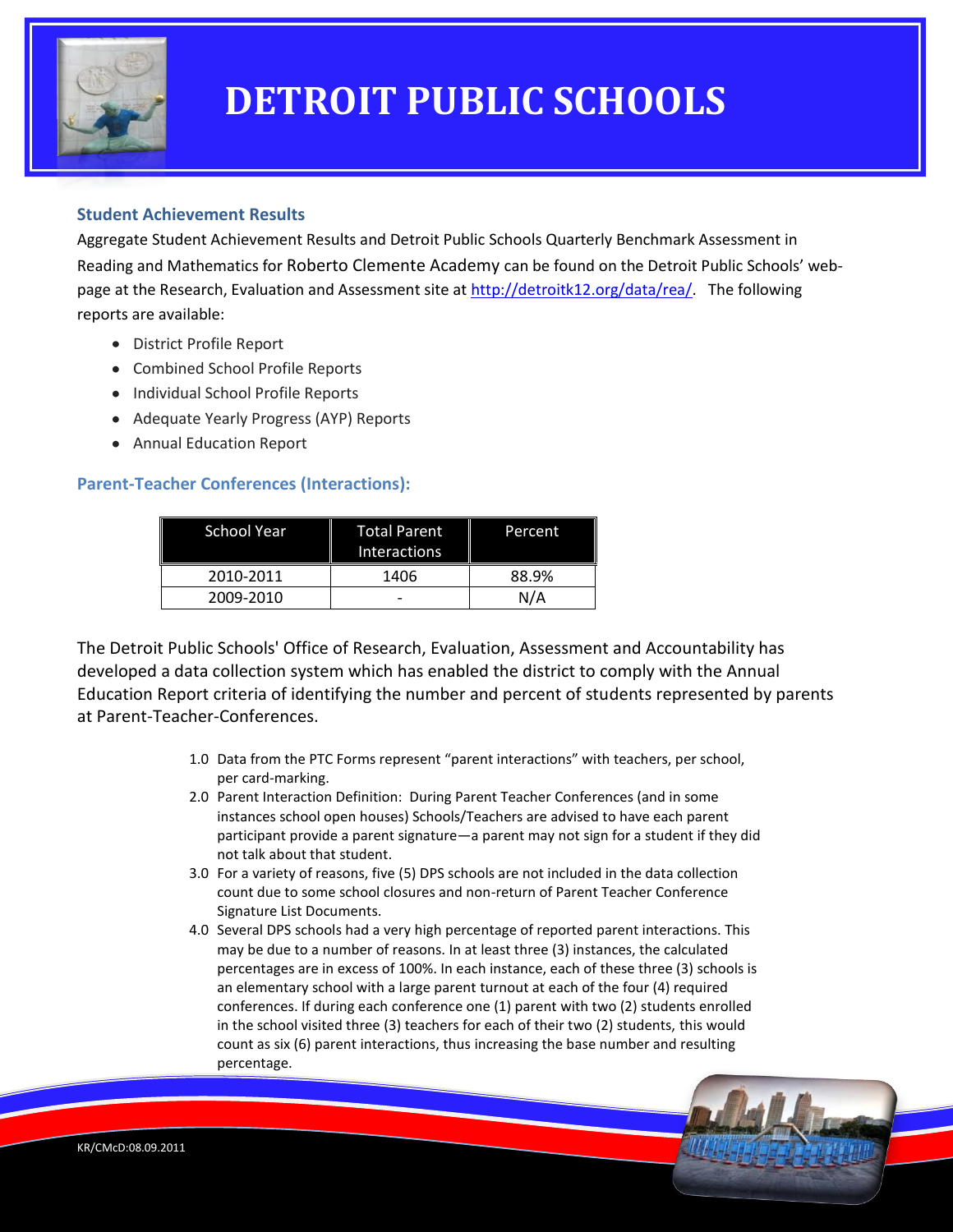# DETROIT PUBLIC SCHOOLS

### Student Achievement Results

Aggregate Student Achievement Results and Detroit Public Schools Quarterly Benchmark Assessment in Reading and Mathematics for Roberto Clemente Academy can be found on the Detroit Public Schools' web-page at the Research, Evaluation and Assessment site at http://detroitk12.org/data/rea/. The following reports are available:

- District Profile Report
- Combined School Profile Reports
- Individual School Profile Reports
- Adequate Yearly Progress (AYP) Reports
- Annual Education Report

### Parent-Teacher Conferences (Interactions):

| School Year | Total Parent Interactions | Percent |
|---|---|---|
| 2010-2011 | 1406 | 88.9% |
| 2009-2010 | - | N/A |

The Detroit Public Schools' Office of Research, Evaluation, Assessment and Accountability has developed a data collection system which has enabled the district to comply with the Annual Education Report criteria of identifying the number and percent of students represented by parents at Parent-Teacher-Conferences.

1.0 Data from the PTC Forms represent "parent interactions" with teachers, per school, per card-marking.

2.0 Parent Interaction Definition: During Parent Teacher Conferences (and in some instances school open houses) Schools/Teachers are advised to have each parent participant provide a parent signature—a parent may not sign for a student if they did not talk about that student.

3.0 For a variety of reasons, five (5) DPS schools are not included in the data collection count due to some school closures and non-return of Parent Teacher Conference Signature List Documents.

4.0 Several DPS schools had a very high percentage of reported parent interactions. This may be due to a number of reasons. In at least three (3) instances, the calculated percentages are in excess of 100%. In each instance, each of these three (3) schools is an elementary school with a large parent turnout at each of the four (4) required conferences. If during each conference one (1) parent with two (2) students enrolled in the school visited three (3) teachers for each of their two (2) students, this would count as six (6) parent interactions, thus increasing the base number and resulting percentage.

KR/CMcD:08.09.2011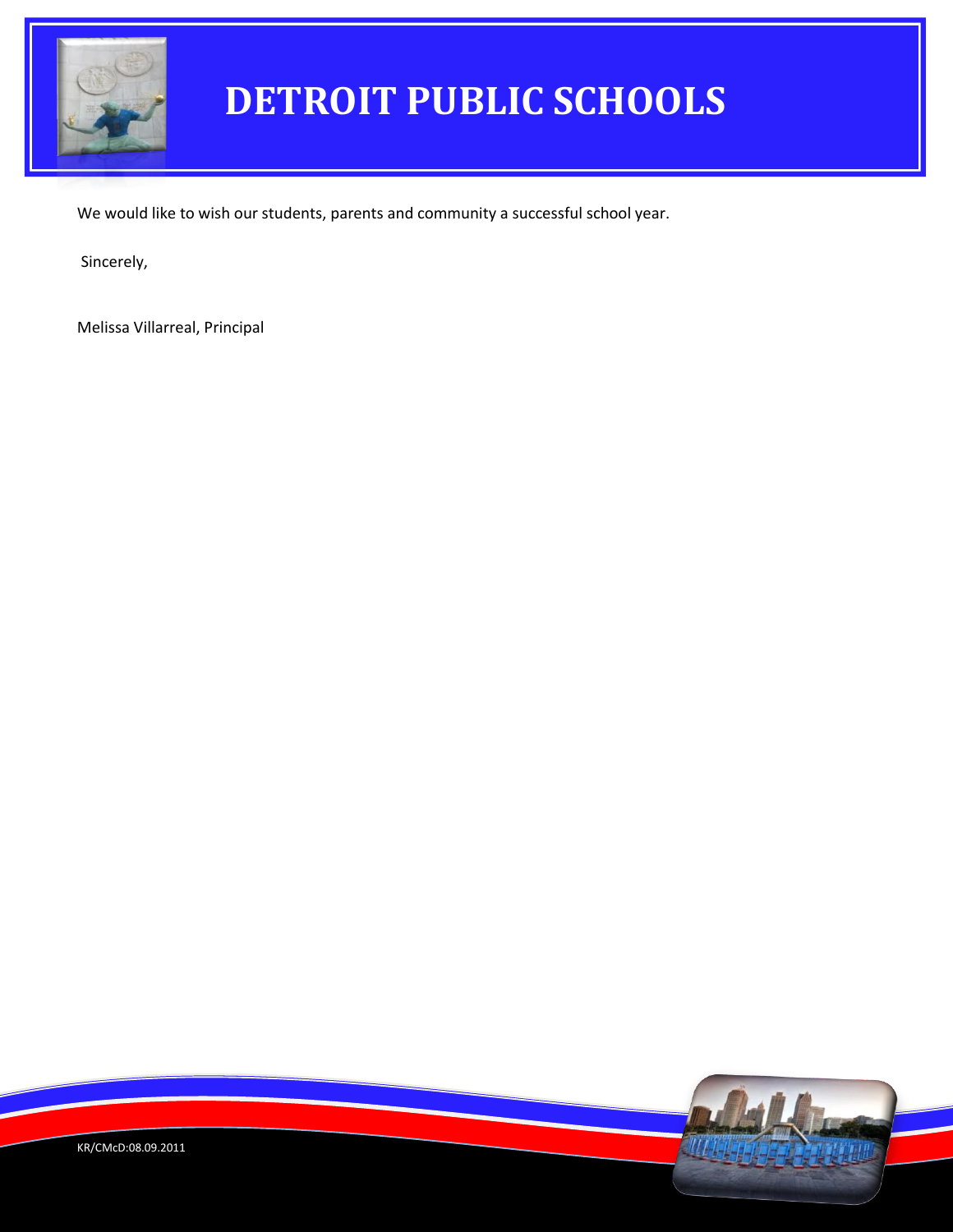# DETROIT PUBLIC SCHOOLS

We would like to wish our students, parents and community a successful school year.

Sincerely,

Melissa Villarreal, Principal

KR/CMcD:08.09.2011